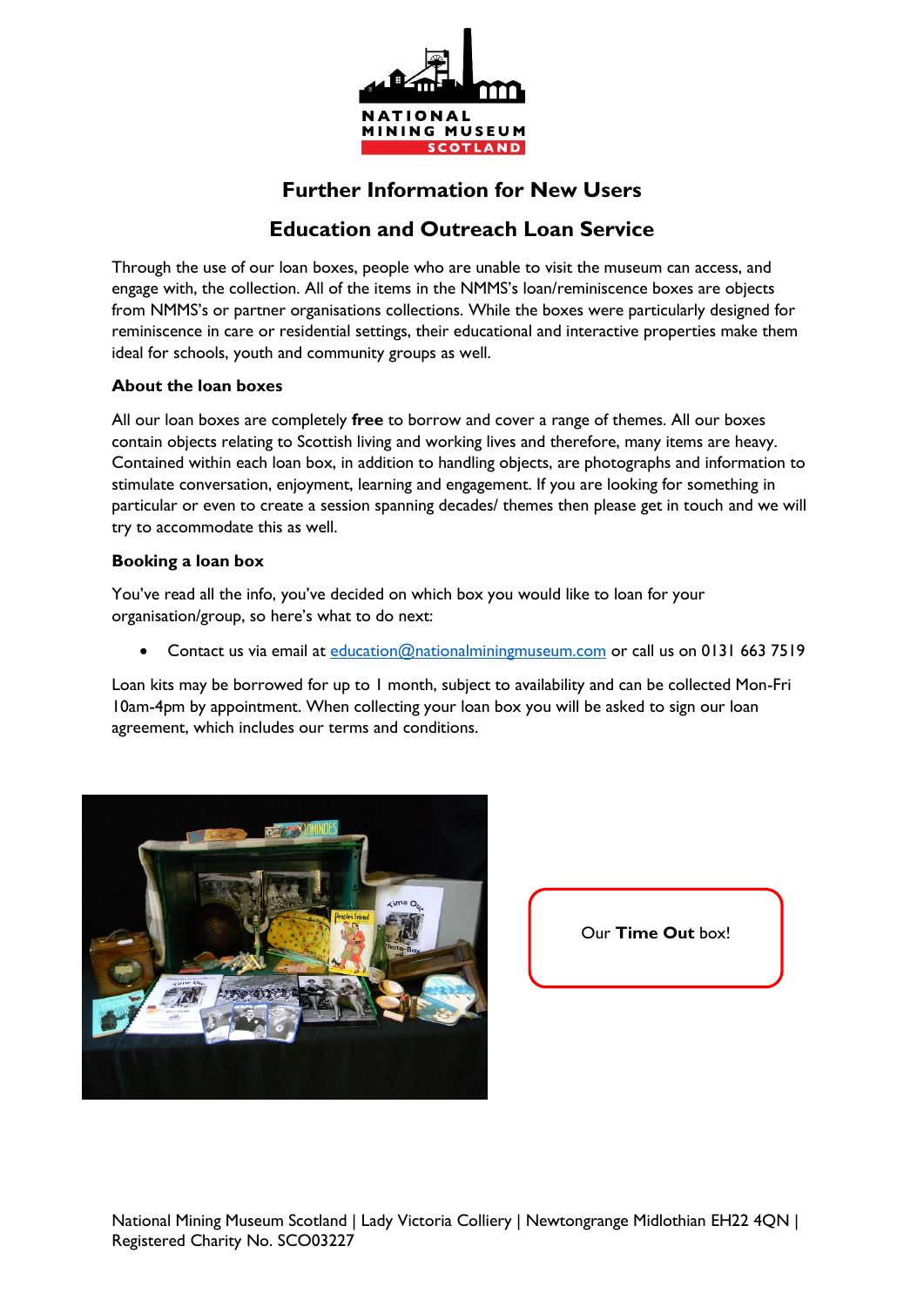# Further Information for New Users

## Education and Outreach Loan Service

Through the use of our loan boxes, people who are unable to visit the museum can access, and engage with, the collection. All of the items in the NMMS's loan/reminiscence boxes are objects from NMMS's or partner organisations collections. While the boxes were particularly designed for reminiscence in care or residential settings, their educational and interactive properties make them ideal for schools, youth and community groups as well.

### About the loan boxes

All our loan boxes are completely **free** to borrow and cover a range of themes. All our boxes contain objects relating to Scottish living and working lives and therefore, many items are heavy. Contained within each loan box, in addition to handling objects, are photographs and information to stimulate conversation, enjoyment, learning and engagement. If you are looking for something in particular or even to create a session spanning decades/ themes then please get in touch and we will try to accommodate this as well.

### Booking a loan box

You've read all the info, you've decided on which box you would like to loan for your organisation/group, so here's what to do next:

- Contact us via email at education@nationalminingmuseum.com or call us on 0131 663 7519

Loan kits may be borrowed for up to 1 month, subject to availability and can be collected Mon-Fri 10am-4pm by appointment. When collecting your loan box you will be asked to sign our loan agreement, which includes our terms and conditions.

Our **Time Out** box!

National Mining Museum Scotland | Lady Victoria Colliery | Newtongrange Midlothian EH22 4QN | Registered Charity No. SCO03227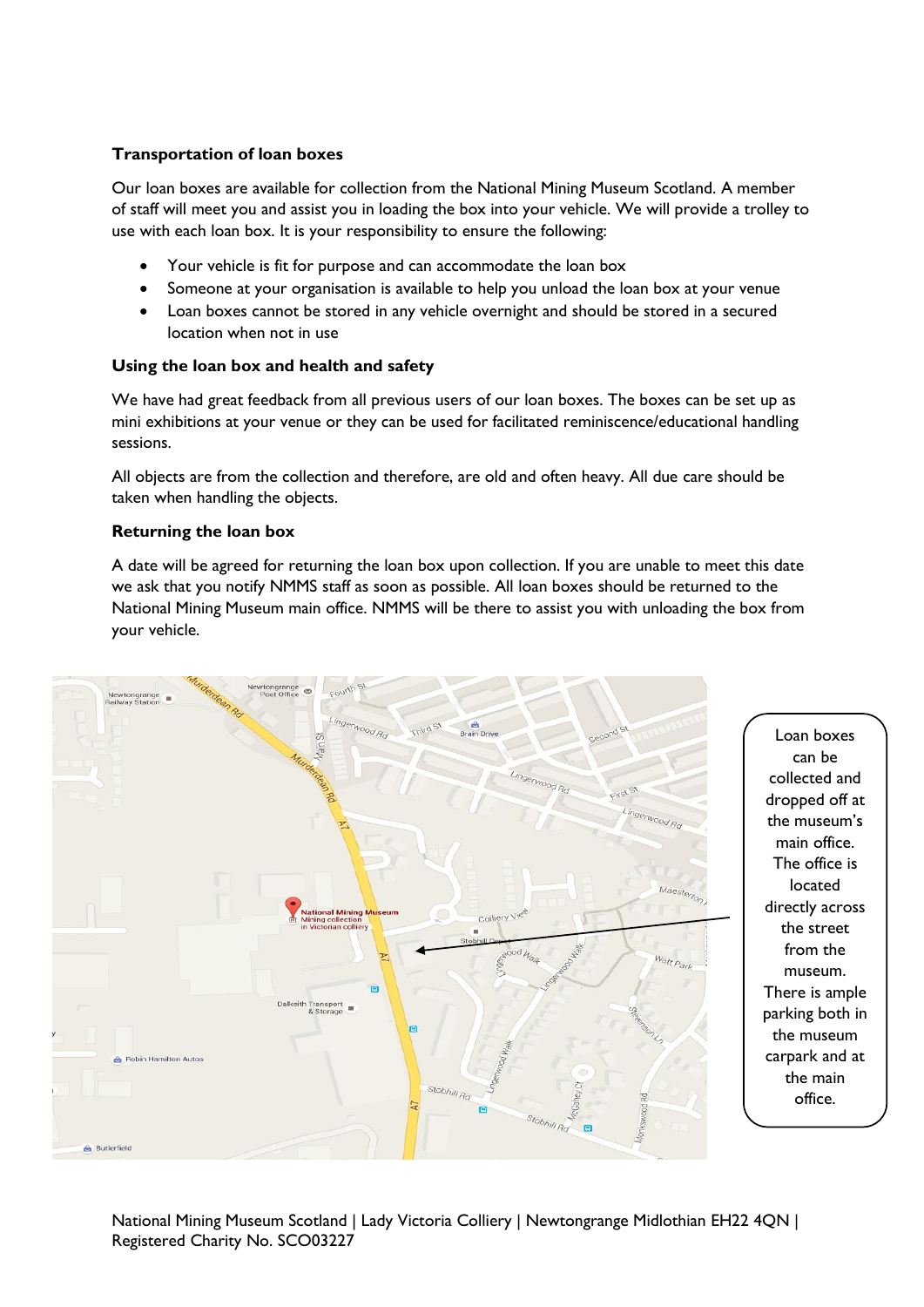### Transportation of loan boxes

Our loan boxes are available for collection from the National Mining Museum Scotland. A member of staff will meet you and assist you in loading the box into your vehicle. We will provide a trolley to use with each loan box. It is your responsibility to ensure the following:

- Your vehicle is fit for purpose and can accommodate the loan box
- Someone at your organisation is available to help you unload the loan box at your venue
- Loan boxes cannot be stored in any vehicle overnight and should be stored in a secured location when not in use

### Using the loan box and health and safety

We have had great feedback from all previous users of our loan boxes. The boxes can be set up as mini exhibitions at your venue or they can be used for facilitated reminiscence/educational handling sessions.

All objects are from the collection and therefore, are old and often heavy. All due care should be taken when handling the objects.

### Returning the loan box

A date will be agreed for returning the loan box upon collection. If you are unable to meet this date we ask that you notify NMMS staff as soon as possible. All loan boxes should be returned to the National Mining Museum main office. NMMS will be there to assist you with unloading the box from your vehicle.

Loan boxes can be collected and dropped off at the museum's main office. The office is located directly across the street from the museum. There is ample parking both in the museum carpark and at the main office.

National Mining Museum Scotland | Lady Victoria Colliery | Newtongrange Midlothian EH22 4QN | Registered Charity No. SCO03227